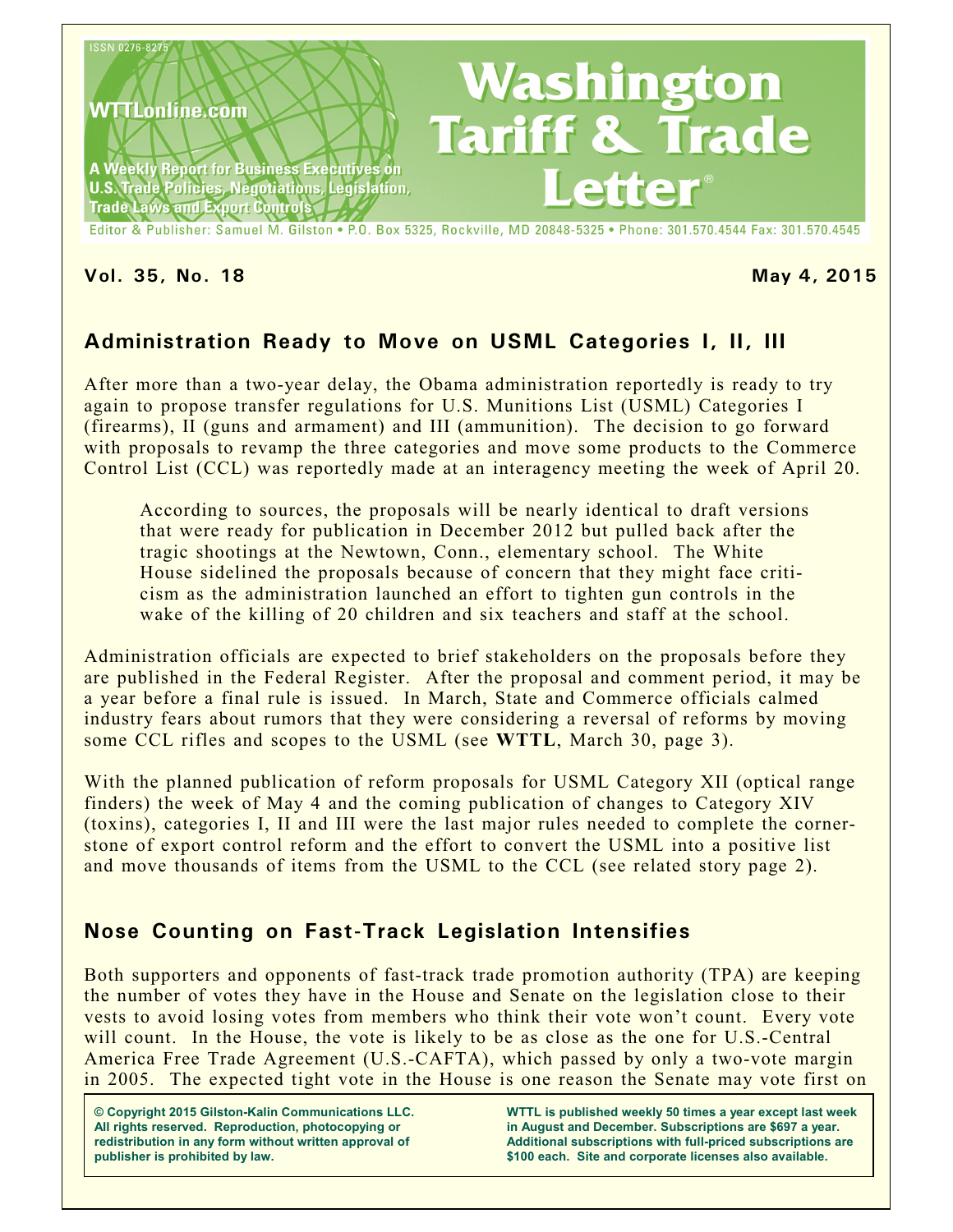ISSN 0276-8275

WTTLonline.com

A Weekly Report for Business Executives on U.S. Trade Policies, Negotiations, Legislation, Trade Laws and Export Controls

# Washington Tariff & Trade Letter®

Editor & Publisher: Samuel M. Gilston • P.O. Box 5325, Rockville, MD 20848-5325 • Phone: 301.570.4544 Fax: 301.570.4545

**Vol. 35, No. 18** **May 4, 2015**

## Administration Ready to Move on USML Categories I, II, III

After more than a two-year delay, the Obama administration reportedly is ready to try again to propose transfer regulations for U.S. Munitions List (USML) Categories I (firearms), II (guns and armament) and III (ammunition). The decision to go forward with proposals to revamp the three categories and move some products to the Commerce Control List (CCL) was reportedly made at an interagency meeting the week of April 20.

According to sources, the proposals will be nearly identical to draft versions that were ready for publication in December 2012 but pulled back after the tragic shootings at the Newtown, Conn., elementary school. The White House sidelined the proposals because of concern that they might face criticism as the administration launched an effort to tighten gun controls in the wake of the killing of 20 children and six teachers and staff at the school.

Administration officials are expected to brief stakeholders on the proposals before they are published in the Federal Register. After the proposal and comment period, it may be a year before a final rule is issued. In March, State and Commerce officials calmed industry fears about rumors that they were considering a reversal of reforms by moving some CCL rifles and scopes to the USML (see **WTTL**, March 30, page 3).

With the planned publication of reform proposals for USML Category XII (optical range finders) the week of May 4 and the coming publication of changes to Category XIV (toxins), categories I, II and III were the last major rules needed to complete the cornerstone of export control reform and the effort to convert the USML into a positive list and move thousands of items from the USML to the CCL (see related story page 2).

## Nose Counting on Fast-Track Legislation Intensifies

Both supporters and opponents of fast-track trade promotion authority (TPA) are keeping the number of votes they have in the House and Senate on the legislation close to their vests to avoid losing votes from members who think their vote won't count. Every vote will count. In the House, the vote is likely to be as close as the one for U.S.-Central America Free Trade Agreement (U.S.-CAFTA), which passed by only a two-vote margin in 2005. The expected tight vote in the House is one reason the Senate may vote first on

**© Copyright 2015 Gilston-Kalin Communications LLC. All rights reserved. Reproduction, photocopying or redistribution in any form without written approval of publisher is prohibited by law.**

**WTTL is published weekly 50 times a year except last week in August and December. Subscriptions are $697 a year. Additional subscriptions with full-priced subscriptions are $100 each. Site and corporate licenses also available.**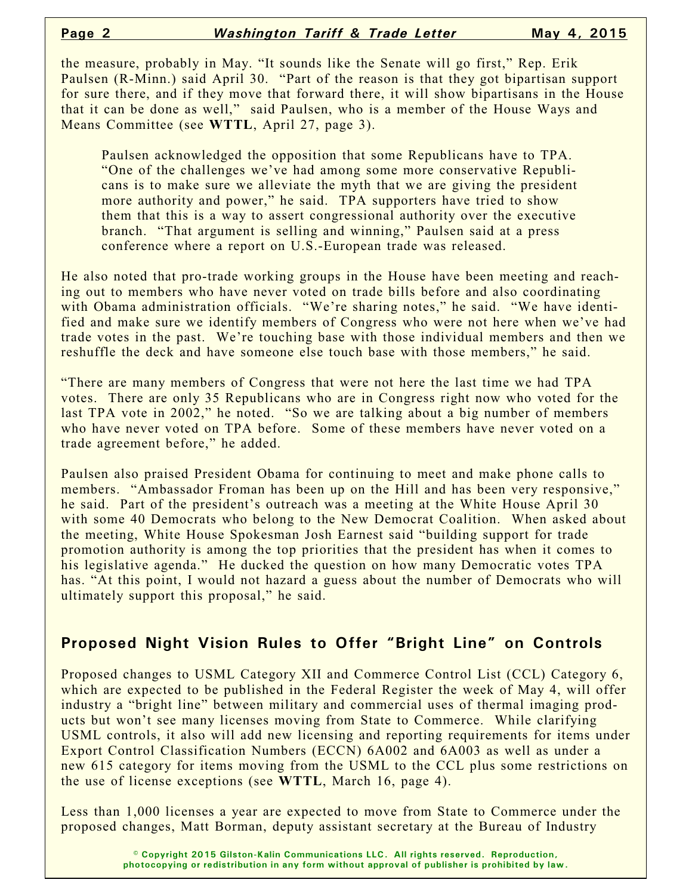the measure, probably in May. "It sounds like the Senate will go first," Rep. Erik Paulsen (R-Minn.) said April 30. "Part of the reason is that they got bipartisan support for sure there, and if they move that forward there, it will show bipartisans in the House that it can be done as well," said Paulsen, who is a member of the House Ways and Means Committee (see **WTTL**, April 27, page 3).

> Paulsen acknowledged the opposition that some Republicans have to TPA. "One of the challenges we've had among some more conservative Republicans is to make sure we alleviate the myth that we are giving the president more authority and power," he said. TPA supporters have tried to show them that this is a way to assert congressional authority over the executive branch. "That argument is selling and winning," Paulsen said at a press conference where a report on U.S.-European trade was released.

He also noted that pro-trade working groups in the House have been meeting and reaching out to members who have never voted on trade bills before and also coordinating with Obama administration officials. "We're sharing notes," he said. "We have identified and make sure we identify members of Congress who were not here when we've had trade votes in the past. We're touching base with those individual members and then we reshuffle the deck and have someone else touch base with those members," he said.

"There are many members of Congress that were not here the last time we had TPA votes. There are only 35 Republicans who are in Congress right now who voted for the last TPA vote in 2002," he noted. "So we are talking about a big number of members who have never voted on TPA before. Some of these members have never voted on a trade agreement before," he added.

Paulsen also praised President Obama for continuing to meet and make phone calls to members. "Ambassador Froman has been up on the Hill and has been very responsive," he said. Part of the president's outreach was a meeting at the White House April 30 with some 40 Democrats who belong to the New Democrat Coalition. When asked about the meeting, White House Spokesman Josh Earnest said "building support for trade promotion authority is among the top priorities that the president has when it comes to his legislative agenda." He ducked the question on how many Democratic votes TPA has. "At this point, I would not hazard a guess about the number of Democrats who will ultimately support this proposal," he said.

## Proposed Night Vision Rules to Offer "Bright Line" on Controls

Proposed changes to USML Category XII and Commerce Control List (CCL) Category 6, which are expected to be published in the Federal Register the week of May 4, will offer industry a "bright line" between military and commercial uses of thermal imaging products but won't see many licenses moving from State to Commerce. While clarifying USML controls, it also will add new licensing and reporting requirements for items under Export Control Classification Numbers (ECCN) 6A002 and 6A003 as well as under a new 615 category for items moving from the USML to the CCL plus some restrictions on the use of license exceptions (see **WTTL**, March 16, page 4).

Less than 1,000 licenses a year are expected to move from State to Commerce under the proposed changes, Matt Borman, deputy assistant secretary at the Bureau of Industry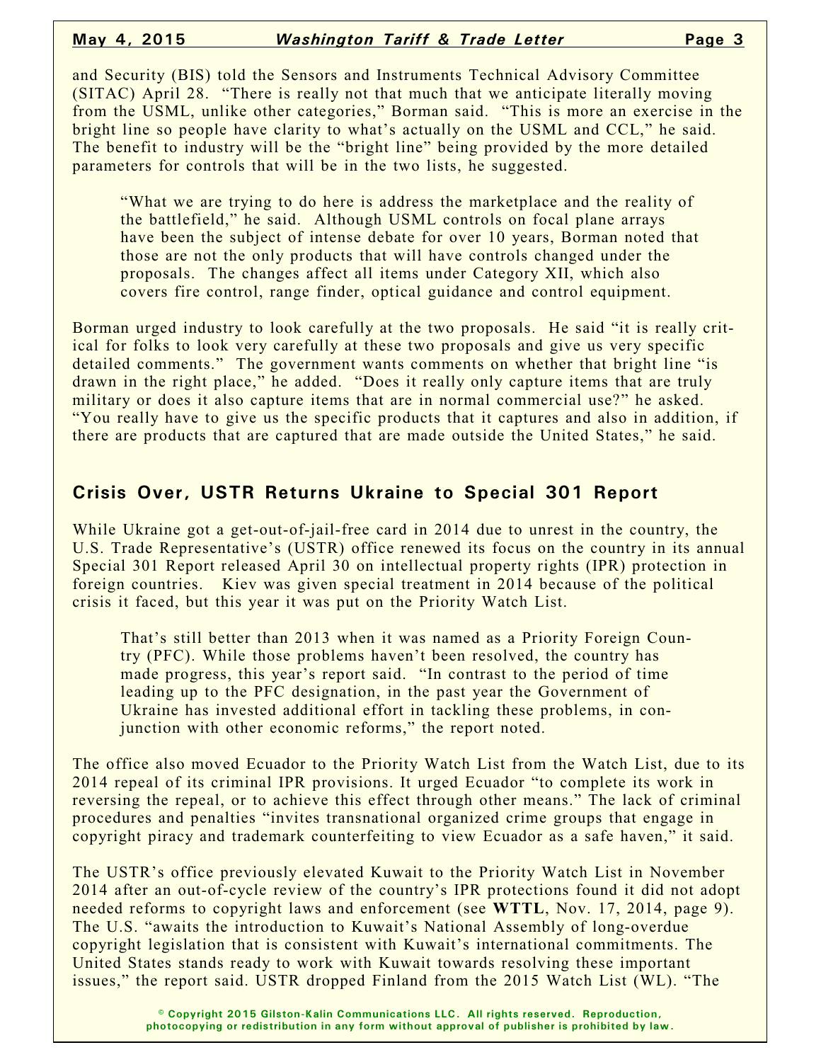and Security (BIS) told the Sensors and Instruments Technical Advisory Committee (SITAC) April 28. "There is really not that much that we anticipate literally moving from the USML, unlike other categories," Borman said. "This is more an exercise in the bright line so people have clarity to what's actually on the USML and CCL," he said. The benefit to industry will be the "bright line" being provided by the more detailed parameters for controls that will be in the two lists, he suggested.

"What we are trying to do here is address the marketplace and the reality of the battlefield," he said. Although USML controls on focal plane arrays have been the subject of intense debate for over 10 years, Borman noted that those are not the only products that will have controls changed under the proposals. The changes affect all items under Category XII, which also covers fire control, range finder, optical guidance and control equipment.

Borman urged industry to look carefully at the two proposals. He said "it is really critical for folks to look very carefully at these two proposals and give us very specific detailed comments." The government wants comments on whether that bright line "is drawn in the right place," he added. "Does it really only capture items that are truly military or does it also capture items that are in normal commercial use?" he asked. "You really have to give us the specific products that it captures and also in addition, if there are products that are captured that are made outside the United States," he said.

## Crisis Over, USTR Returns Ukraine to Special 301 Report

While Ukraine got a get-out-of-jail-free card in 2014 due to unrest in the country, the U.S. Trade Representative's (USTR) office renewed its focus on the country in its annual Special 301 Report released April 30 on intellectual property rights (IPR) protection in foreign countries. Kiev was given special treatment in 2014 because of the political crisis it faced, but this year it was put on the Priority Watch List.

That's still better than 2013 when it was named as a Priority Foreign Country (PFC). While those problems haven't been resolved, the country has made progress, this year's report said. "In contrast to the period of time leading up to the PFC designation, in the past year the Government of Ukraine has invested additional effort in tackling these problems, in conjunction with other economic reforms," the report noted.

The office also moved Ecuador to the Priority Watch List from the Watch List, due to its 2014 repeal of its criminal IPR provisions. It urged Ecuador "to complete its work in reversing the repeal, or to achieve this effect through other means." The lack of criminal procedures and penalties "invites transnational organized crime groups that engage in copyright piracy and trademark counterfeiting to view Ecuador as a safe haven," it said.

The USTR's office previously elevated Kuwait to the Priority Watch List in November 2014 after an out-of-cycle review of the country's IPR protections found it did not adopt needed reforms to copyright laws and enforcement (see **WTTL**, Nov. 17, 2014, page 9). The U.S. "awaits the introduction to Kuwait's National Assembly of long-overdue copyright legislation that is consistent with Kuwait's international commitments. The United States stands ready to work with Kuwait towards resolving these important issues," the report said. USTR dropped Finland from the 2015 Watch List (WL). "The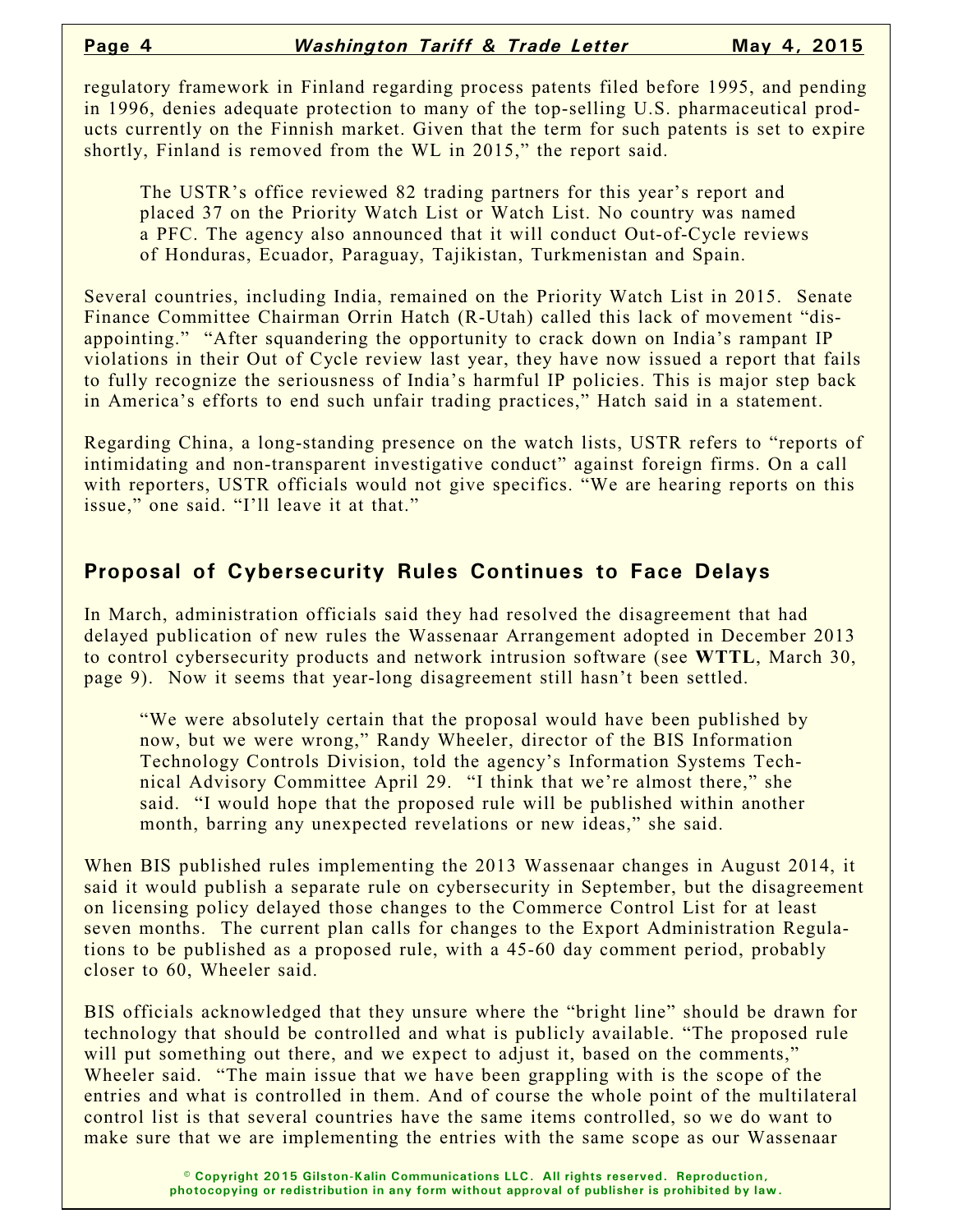regulatory framework in Finland regarding process patents filed before 1995, and pending in 1996, denies adequate protection to many of the top-selling U.S. pharmaceutical products currently on the Finnish market. Given that the term for such patents is set to expire shortly, Finland is removed from the WL in 2015," the report said.

> The USTR's office reviewed 82 trading partners for this year's report and placed 37 on the Priority Watch List or Watch List. No country was named a PFC. The agency also announced that it will conduct Out-of-Cycle reviews of Honduras, Ecuador, Paraguay, Tajikistan, Turkmenistan and Spain.

Several countries, including India, remained on the Priority Watch List in 2015. Senate Finance Committee Chairman Orrin Hatch (R-Utah) called this lack of movement "disappointing." "After squandering the opportunity to crack down on India's rampant IP violations in their Out of Cycle review last year, they have now issued a report that fails to fully recognize the seriousness of India's harmful IP policies. This is major step back in America's efforts to end such unfair trading practices," Hatch said in a statement.

Regarding China, a long-standing presence on the watch lists, USTR refers to "reports of intimidating and non-transparent investigative conduct" against foreign firms. On a call with reporters, USTR officials would not give specifics. "We are hearing reports on this issue," one said. "I'll leave it at that."

## Proposal of Cybersecurity Rules Continues to Face Delays

In March, administration officials said they had resolved the disagreement that had delayed publication of new rules the Wassenaar Arrangement adopted in December 2013 to control cybersecurity products and network intrusion software (see **WTTL**, March 30, page 9). Now it seems that year-long disagreement still hasn't been settled.

> "We were absolutely certain that the proposal would have been published by now, but we were wrong," Randy Wheeler, director of the BIS Information Technology Controls Division, told the agency's Information Systems Technical Advisory Committee April 29. "I think that we're almost there," she said. "I would hope that the proposed rule will be published within another month, barring any unexpected revelations or new ideas," she said.

When BIS published rules implementing the 2013 Wassenaar changes in August 2014, it said it would publish a separate rule on cybersecurity in September, but the disagreement on licensing policy delayed those changes to the Commerce Control List for at least seven months. The current plan calls for changes to the Export Administration Regulations to be published as a proposed rule, with a 45-60 day comment period, probably closer to 60, Wheeler said.

BIS officials acknowledged that they unsure where the "bright line" should be drawn for technology that should be controlled and what is publicly available. "The proposed rule will put something out there, and we expect to adjust it, based on the comments," Wheeler said. "The main issue that we have been grappling with is the scope of the entries and what is controlled in them. And of course the whole point of the multilateral control list is that several countries have the same items controlled, so we do want to make sure that we are implementing the entries with the same scope as our Wassenaar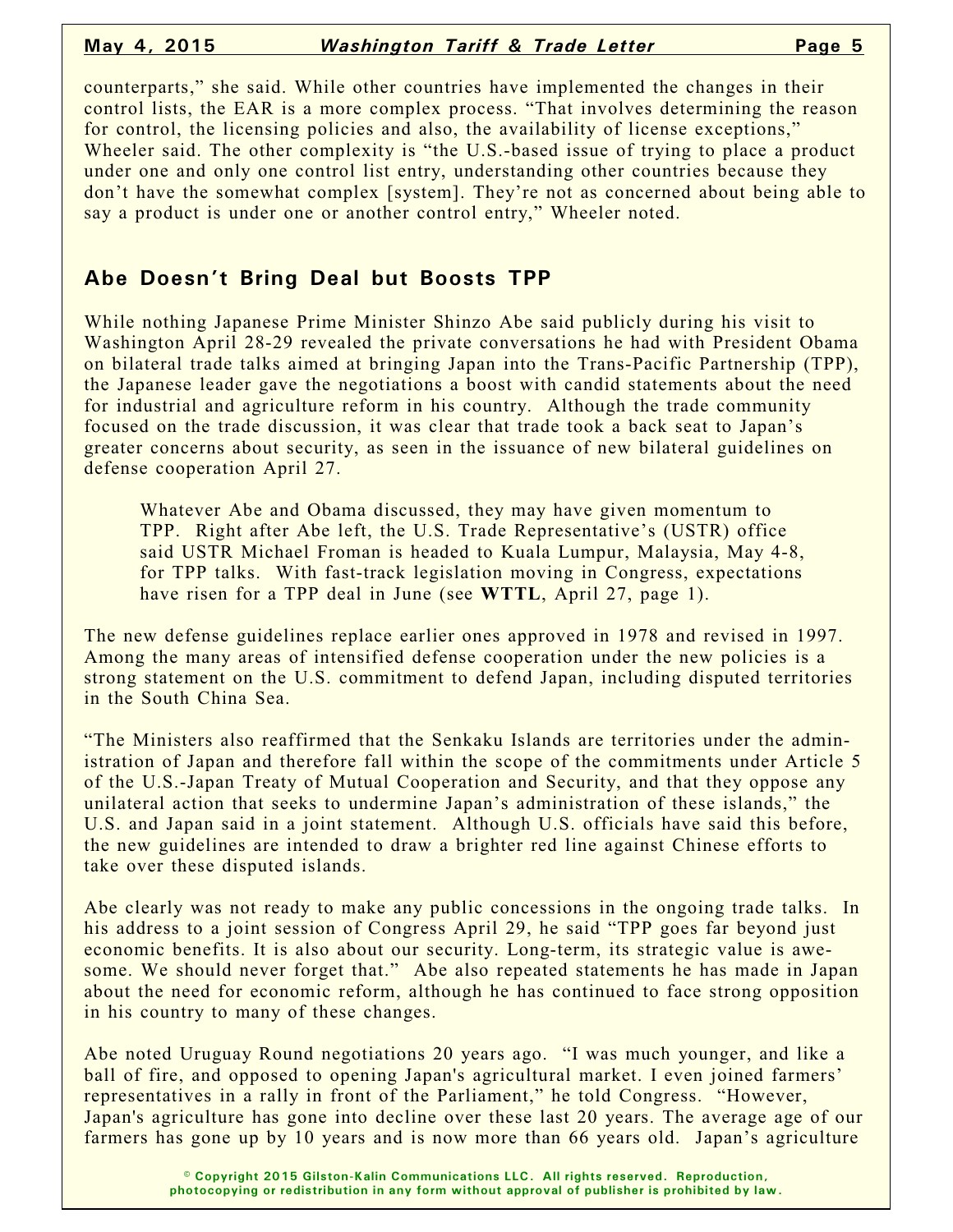counterparts," she said. While other countries have implemented the changes in their control lists, the EAR is a more complex process. "That involves determining the reason for control, the licensing policies and also, the availability of license exceptions," Wheeler said. The other complexity is "the U.S.-based issue of trying to place a product under one and only one control list entry, understanding other countries because they don't have the somewhat complex [system]. They're not as concerned about being able to say a product is under one or another control entry," Wheeler noted.

## Abe Doesn't Bring Deal but Boosts TPP

While nothing Japanese Prime Minister Shinzo Abe said publicly during his visit to Washington April 28-29 revealed the private conversations he had with President Obama on bilateral trade talks aimed at bringing Japan into the Trans-Pacific Partnership (TPP), the Japanese leader gave the negotiations a boost with candid statements about the need for industrial and agriculture reform in his country. Although the trade community focused on the trade discussion, it was clear that trade took a back seat to Japan's greater concerns about security, as seen in the issuance of new bilateral guidelines on defense cooperation April 27.

> Whatever Abe and Obama discussed, they may have given momentum to TPP. Right after Abe left, the U.S. Trade Representative's (USTR) office said USTR Michael Froman is headed to Kuala Lumpur, Malaysia, May 4-8, for TPP talks. With fast-track legislation moving in Congress, expectations have risen for a TPP deal in June (see **WTTL**, April 27, page 1).

The new defense guidelines replace earlier ones approved in 1978 and revised in 1997. Among the many areas of intensified defense cooperation under the new policies is a strong statement on the U.S. commitment to defend Japan, including disputed territories in the South China Sea.

"The Ministers also reaffirmed that the Senkaku Islands are territories under the administration of Japan and therefore fall within the scope of the commitments under Article 5 of the U.S.-Japan Treaty of Mutual Cooperation and Security, and that they oppose any unilateral action that seeks to undermine Japan's administration of these islands," the U.S. and Japan said in a joint statement. Although U.S. officials have said this before, the new guidelines are intended to draw a brighter red line against Chinese efforts to take over these disputed islands.

Abe clearly was not ready to make any public concessions in the ongoing trade talks. In his address to a joint session of Congress April 29, he said "TPP goes far beyond just economic benefits. It is also about our security. Long-term, its strategic value is awesome. We should never forget that." Abe also repeated statements he has made in Japan about the need for economic reform, although he has continued to face strong opposition in his country to many of these changes.

Abe noted Uruguay Round negotiations 20 years ago. "I was much younger, and like a ball of fire, and opposed to opening Japan's agricultural market. I even joined farmers' representatives in a rally in front of the Parliament," he told Congress. "However, Japan's agriculture has gone into decline over these last 20 years. The average age of our farmers has gone up by 10 years and is now more than 66 years old. Japan's agriculture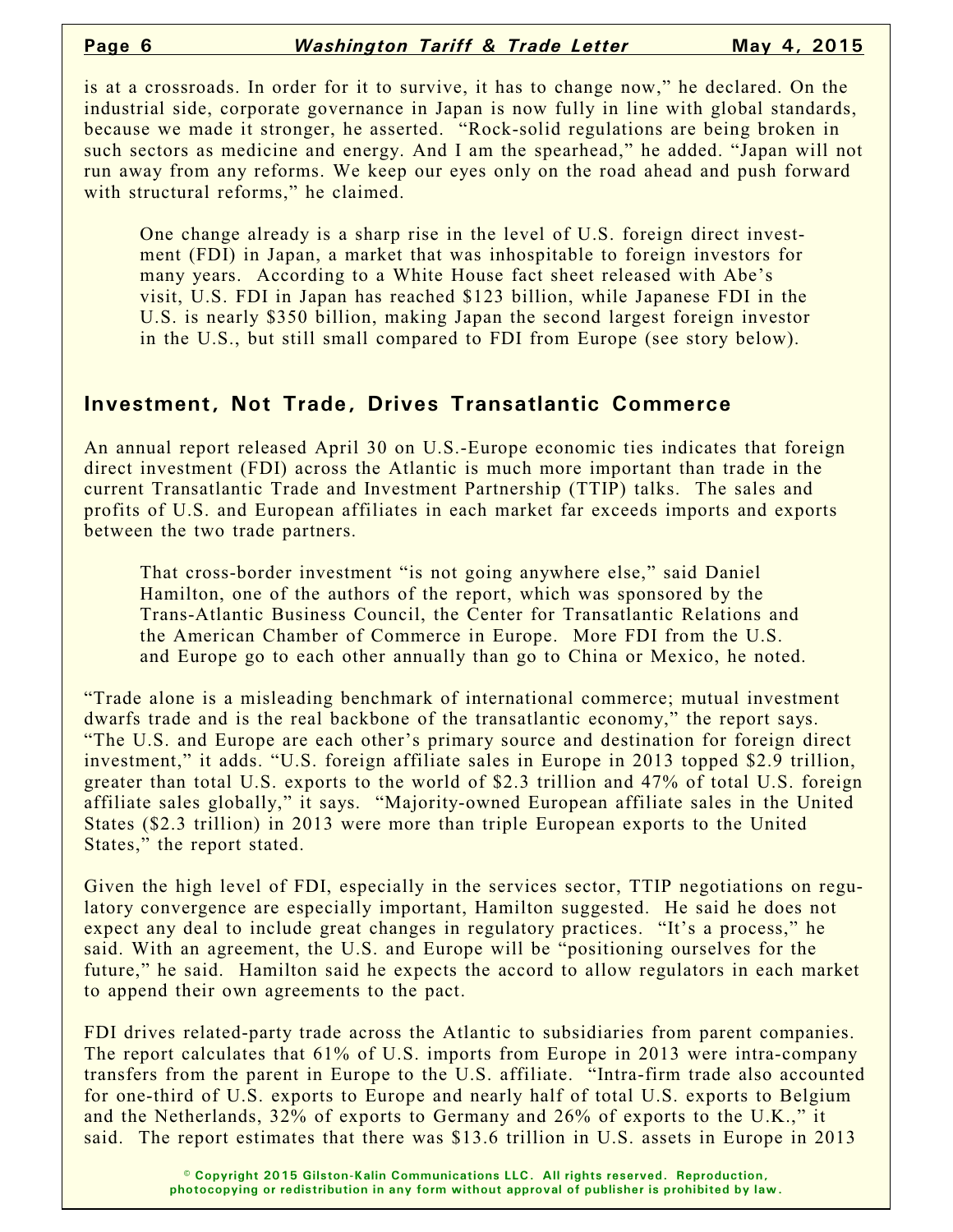is at a crossroads. In order for it to survive, it has to change now," he declared. On the industrial side, corporate governance in Japan is now fully in line with global standards, because we made it stronger, he asserted. "Rock-solid regulations are being broken in such sectors as medicine and energy. And I am the spearhead," he added. "Japan will not run away from any reforms. We keep our eyes only on the road ahead and push forward with structural reforms," he claimed.

One change already is a sharp rise in the level of U.S. foreign direct investment (FDI) in Japan, a market that was inhospitable to foreign investors for many years. According to a White House fact sheet released with Abe's visit, U.S. FDI in Japan has reached $123 billion, while Japanese FDI in the U.S. is nearly $350 billion, making Japan the second largest foreign investor in the U.S., but still small compared to FDI from Europe (see story below).

## Investment, Not Trade, Drives Transatlantic Commerce

An annual report released April 30 on U.S.-Europe economic ties indicates that foreign direct investment (FDI) across the Atlantic is much more important than trade in the current Transatlantic Trade and Investment Partnership (TTIP) talks. The sales and profits of U.S. and European affiliates in each market far exceeds imports and exports between the two trade partners.

That cross-border investment "is not going anywhere else," said Daniel Hamilton, one of the authors of the report, which was sponsored by the Trans-Atlantic Business Council, the Center for Transatlantic Relations and the American Chamber of Commerce in Europe. More FDI from the U.S. and Europe go to each other annually than go to China or Mexico, he noted.

"Trade alone is a misleading benchmark of international commerce; mutual investment dwarfs trade and is the real backbone of the transatlantic economy," the report says. "The U.S. and Europe are each other's primary source and destination for foreign direct investment," it adds. "U.S. foreign affiliate sales in Europe in 2013 topped $2.9 trillion, greater than total U.S. exports to the world of $2.3 trillion and 47% of total U.S. foreign affiliate sales globally," it says. "Majority-owned European affiliate sales in the United States ($2.3 trillion) in 2013 were more than triple European exports to the United States," the report stated.

Given the high level of FDI, especially in the services sector, TTIP negotiations on regulatory convergence are especially important, Hamilton suggested. He said he does not expect any deal to include great changes in regulatory practices. "It's a process," he said. With an agreement, the U.S. and Europe will be "positioning ourselves for the future," he said. Hamilton said he expects the accord to allow regulators in each market to append their own agreements to the pact.

FDI drives related-party trade across the Atlantic to subsidiaries from parent companies. The report calculates that 61% of U.S. imports from Europe in 2013 were intra-company transfers from the parent in Europe to the U.S. affiliate. "Intra-firm trade also accounted for one-third of U.S. exports to Europe and nearly half of total U.S. exports to Belgium and the Netherlands, 32% of exports to Germany and 26% of exports to the U.K.," it said. The report estimates that there was $13.6 trillion in U.S. assets in Europe in 2013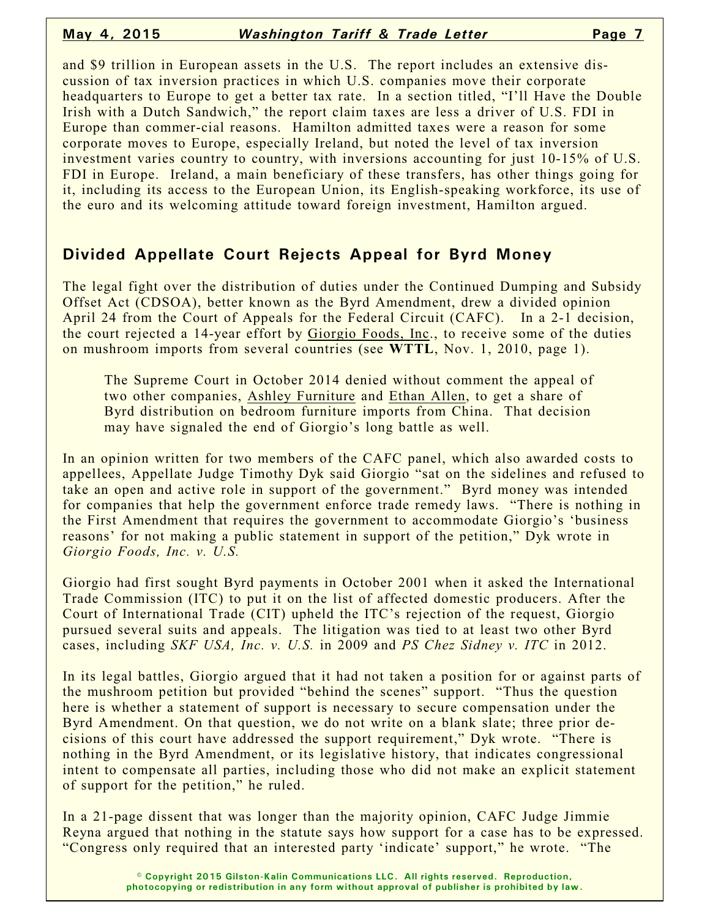and $9 trillion in European assets in the U.S. The report includes an extensive discussion of tax inversion practices in which U.S. companies move their corporate headquarters to Europe to get a better tax rate. In a section titled, "I'll Have the Double Irish with a Dutch Sandwich," the report claim taxes are less a driver of U.S. FDI in Europe than commer-cial reasons. Hamilton admitted taxes were a reason for some corporate moves to Europe, especially Ireland, but noted the level of tax inversion investment varies country to country, with inversions accounting for just 10-15% of U.S. FDI in Europe. Ireland, a main beneficiary of these transfers, has other things going for it, including its access to the European Union, its English-speaking workforce, its use of the euro and its welcoming attitude toward foreign investment, Hamilton argued.

## Divided Appellate Court Rejects Appeal for Byrd Money

The legal fight over the distribution of duties under the Continued Dumping and Subsidy Offset Act (CDSOA), better known as the Byrd Amendment, drew a divided opinion April 24 from the Court of Appeals for the Federal Circuit (CAFC). In a 2-1 decision, the court rejected a 14-year effort by Giorgio Foods, Inc., to receive some of the duties on mushroom imports from several countries (see **WTTL**, Nov. 1, 2010, page 1).

> The Supreme Court in October 2014 denied without comment the appeal of two other companies, Ashley Furniture and Ethan Allen, to get a share of Byrd distribution on bedroom furniture imports from China. That decision may have signaled the end of Giorgio's long battle as well.

In an opinion written for two members of the CAFC panel, which also awarded costs to appellees, Appellate Judge Timothy Dyk said Giorgio "sat on the sidelines and refused to take an open and active role in support of the government." Byrd money was intended for companies that help the government enforce trade remedy laws. "There is nothing in the First Amendment that requires the government to accommodate Giorgio's 'business reasons' for not making a public statement in support of the petition," Dyk wrote in *Giorgio Foods, Inc. v. U.S.*

Giorgio had first sought Byrd payments in October 2001 when it asked the International Trade Commission (ITC) to put it on the list of affected domestic producers. After the Court of International Trade (CIT) upheld the ITC's rejection of the request, Giorgio pursued several suits and appeals. The litigation was tied to at least two other Byrd cases, including *SKF USA, Inc. v. U.S.* in 2009 and *PS Chez Sidney v. ITC* in 2012.

In its legal battles, Giorgio argued that it had not taken a position for or against parts of the mushroom petition but provided "behind the scenes" support. "Thus the question here is whether a statement of support is necessary to secure compensation under the Byrd Amendment. On that question, we do not write on a blank slate; three prior decisions of this court have addressed the support requirement," Dyk wrote. "There is nothing in the Byrd Amendment, or its legislative history, that indicates congressional intent to compensate all parties, including those who did not make an explicit statement of support for the petition," he ruled.

In a 21-page dissent that was longer than the majority opinion, CAFC Judge Jimmie Reyna argued that nothing in the statute says how support for a case has to be expressed. "Congress only required that an interested party 'indicate' support," he wrote. "The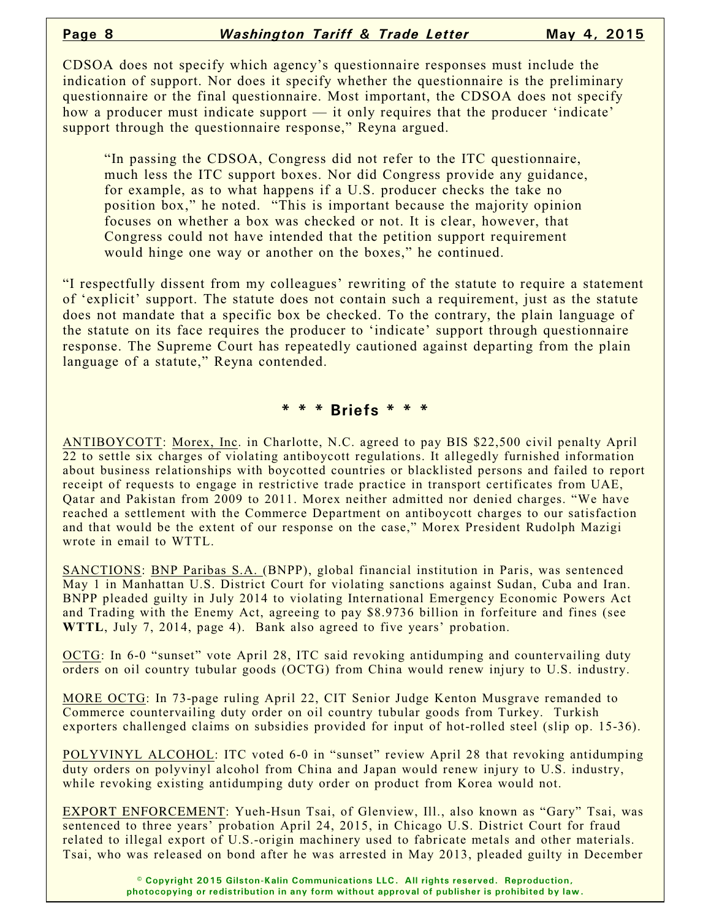CDSOA does not specify which agency's questionnaire responses must include the indication of support. Nor does it specify whether the questionnaire is the preliminary questionnaire or the final questionnaire. Most important, the CDSOA does not specify how a producer must indicate support — it only requires that the producer 'indicate' support through the questionnaire response," Reyna argued.

> "In passing the CDSOA, Congress did not refer to the ITC questionnaire, much less the ITC support boxes. Nor did Congress provide any guidance, for example, as to what happens if a U.S. producer checks the take no position box," he noted. "This is important because the majority opinion focuses on whether a box was checked or not. It is clear, however, that Congress could not have intended that the petition support requirement would hinge one way or another on the boxes," he continued.

"I respectfully dissent from my colleagues' rewriting of the statute to require a statement of 'explicit' support. The statute does not contain such a requirement, just as the statute does not mandate that a specific box be checked. To the contrary, the plain language of the statute on its face requires the producer to 'indicate' support through questionnaire response. The Supreme Court has repeatedly cautioned against departing from the plain language of a statute," Reyna contended.

## * * * Briefs * * *

ANTIBOYCOTT: Morex, Inc. in Charlotte, N.C. agreed to pay BIS $22,500 civil penalty April 22 to settle six charges of violating antiboycott regulations. It allegedly furnished information about business relationships with boycotted countries or blacklisted persons and failed to report receipt of requests to engage in restrictive trade practice in transport certificates from UAE, Qatar and Pakistan from 2009 to 2011. Morex neither admitted nor denied charges. "We have reached a settlement with the Commerce Department on antiboycott charges to our satisfaction and that would be the extent of our response on the case," Morex President Rudolph Mazigi wrote in email to WTTL.

SANCTIONS: BNP Paribas S.A. (BNPP), global financial institution in Paris, was sentenced May 1 in Manhattan U.S. District Court for violating sanctions against Sudan, Cuba and Iran. BNPP pleaded guilty in July 2014 to violating International Emergency Economic Powers Act and Trading with the Enemy Act, agreeing to pay $8.9736 billion in forfeiture and fines (see **WTTL**, July 7, 2014, page 4). Bank also agreed to five years' probation.

OCTG: In 6-0 "sunset" vote April 28, ITC said revoking antidumping and countervailing duty orders on oil country tubular goods (OCTG) from China would renew injury to U.S. industry.

MORE OCTG: In 73-page ruling April 22, CIT Senior Judge Kenton Musgrave remanded to Commerce countervailing duty order on oil country tubular goods from Turkey. Turkish exporters challenged claims on subsidies provided for input of hot-rolled steel (slip op. 15-36).

POLYVINYL ALCOHOL: ITC voted 6-0 in "sunset" review April 28 that revoking antidumping duty orders on polyvinyl alcohol from China and Japan would renew injury to U.S. industry, while revoking existing antidumping duty order on product from Korea would not.

EXPORT ENFORCEMENT: Yueh-Hsun Tsai, of Glenview, Ill., also known as "Gary" Tsai, was sentenced to three years' probation April 24, 2015, in Chicago U.S. District Court for fraud related to illegal export of U.S.-origin machinery used to fabricate metals and other materials. Tsai, who was released on bond after he was arrested in May 2013, pleaded guilty in December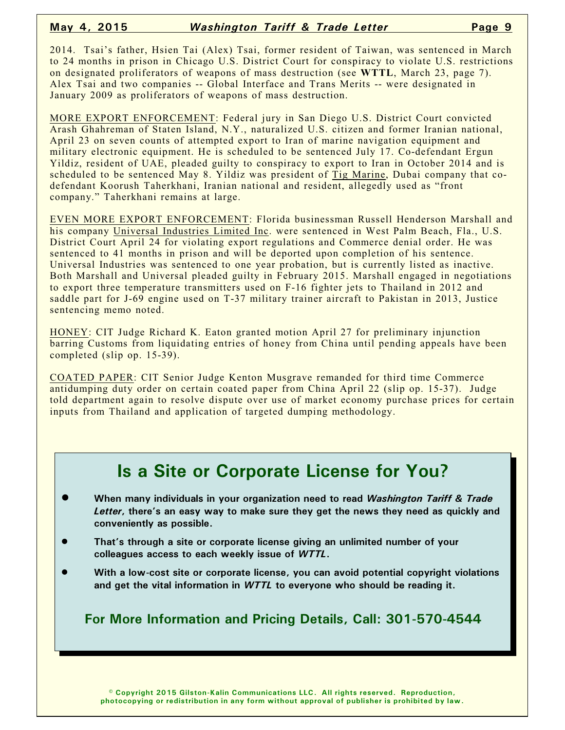2014. Tsai's father, Hsien Tai (Alex) Tsai, former resident of Taiwan, was sentenced in March to 24 months in prison in Chicago U.S. District Court for conspiracy to violate U.S. restrictions on designated proliferators of weapons of mass destruction (see **WTTL**, March 23, page 7). Alex Tsai and two companies -- Global Interface and Trans Merits -- were designated in January 2009 as proliferators of weapons of mass destruction.

<u>MORE EXPORT ENFORCEMENT</u>: Federal jury in San Diego U.S. District Court convicted Arash Ghahreman of Staten Island, N.Y., naturalized U.S. citizen and former Iranian national, April 23 on seven counts of attempted export to Iran of marine navigation equipment and military electronic equipment. He is scheduled to be sentenced July 17. Co-defendant Ergun Yildiz, resident of UAE, pleaded guilty to conspiracy to export to Iran in October 2014 and is scheduled to be sentenced May 8. Yildiz was president of <u>Tig Marine</u>, Dubai company that co-defendant Koorush Taherkhani, Iranian national and resident, allegedly used as "front company." Taherkhani remains at large.

<u>EVEN MORE EXPORT ENFORCEMENT</u>: Florida businessman Russell Henderson Marshall and his company <u>Universal Industries Limited Inc</u>. were sentenced in West Palm Beach, Fla., U.S. District Court April 24 for violating export regulations and Commerce denial order. He was sentenced to 41 months in prison and will be deported upon completion of his sentence. Universal Industries was sentenced to one year probation, but is currently listed as inactive. Both Marshall and Universal pleaded guilty in February 2015. Marshall engaged in negotiations to export three temperature transmitters used on F-16 fighter jets to Thailand in 2012 and saddle part for J-69 engine used on T-37 military trainer aircraft to Pakistan in 2013, Justice sentencing memo noted.

<u>HONEY</u>: CIT Judge Richard K. Eaton granted motion April 27 for preliminary injunction barring Customs from liquidating entries of honey from China until pending appeals have been completed (slip op. 15-39).

<u>COATED PAPER</u>: CIT Senior Judge Kenton Musgrave remanded for third time Commerce antidumping duty order on certain coated paper from China April 22 (slip op. 15-37). Judge told department again to resolve dispute over use of market economy purchase prices for certain inputs from Thailand and application of targeted dumping methodology.

## Is a Site or Corporate License for You?

- **When many individuals in your organization need to read *Washington Tariff & Trade Letter*, there's an easy way to make sure they get the news they need as quickly and conveniently as possible.**
- **That's through a site or corporate license giving an unlimited number of your colleagues access to each weekly issue of *WTTL*.**
- **With a low-cost site or corporate license, you can avoid potential copyright violations and get the vital information in *WTTL* to everyone who should be reading it.**

**For More Information and Pricing Details, Call: 301-570-4544**

**© Copyright 2015 Gilston-Kalin Communications LLC. All rights reserved. Reproduction, photocopying or redistribution in any form without approval of publisher is prohibited by law.**